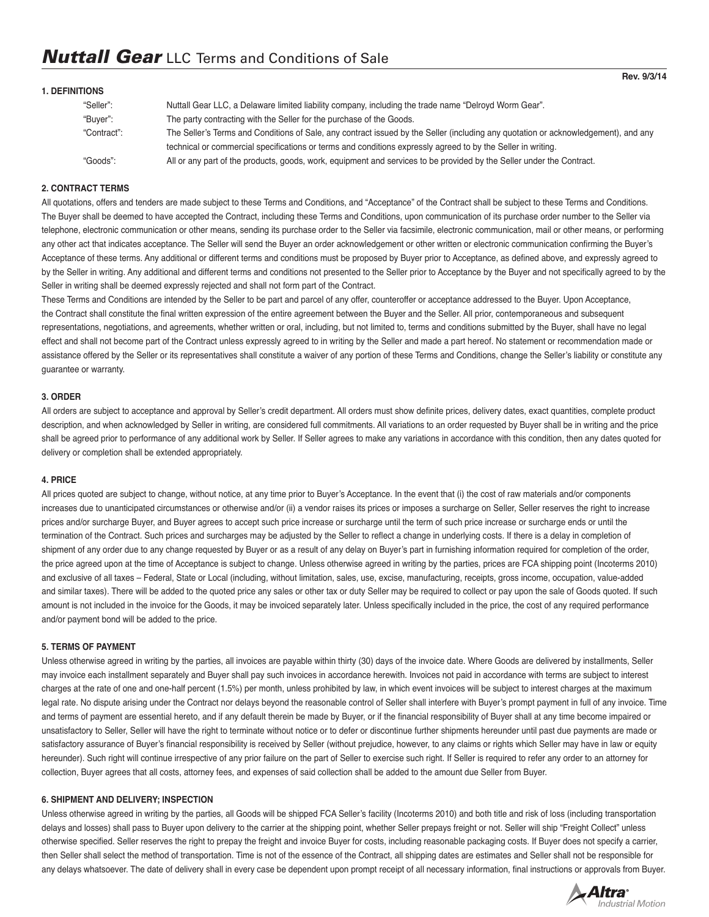# *Nuttall Gear* LLC Terms and Conditions of Sale

**Rev. 9/3/14**

**1. DEFINITIONS**

| | |
|---|---|
| "Seller": | Nuttall Gear LLC, a Delaware limited liability company, including the trade name "Delroyd Worm Gear". |
| "Buyer": | The party contracting with the Seller for the purchase of the Goods. |
| "Contract": | The Seller's Terms and Conditions of Sale, any contract issued by the Seller (including any quotation or acknowledgement), and any technical or commercial specifications or terms and conditions expressly agreed to by the Seller in writing. |
| "Goods": | All or any part of the products, goods, work, equipment and services to be provided by the Seller under the Contract. |

**2. CONTRACT TERMS**

All quotations, offers and tenders are made subject to these Terms and Conditions, and "Acceptance" of the Contract shall be subject to these Terms and Conditions. The Buyer shall be deemed to have accepted the Contract, including these Terms and Conditions, upon communication of its purchase order number to the Seller via telephone, electronic communication or other means, sending its purchase order to the Seller via facsimile, electronic communication, mail or other means, or performing any other act that indicates acceptance. The Seller will send the Buyer an order acknowledgement or other written or electronic communication confirming the Buyer's Acceptance of these terms. Any additional or different terms and conditions must be proposed by Buyer prior to Acceptance, as defined above, and expressly agreed to by the Seller in writing. Any additional and different terms and conditions not presented to the Seller prior to Acceptance by the Buyer and not specifically agreed to by the Seller in writing shall be deemed expressly rejected and shall not form part of the Contract.

These Terms and Conditions are intended by the Seller to be part and parcel of any offer, counteroffer or acceptance addressed to the Buyer. Upon Acceptance, the Contract shall constitute the final written expression of the entire agreement between the Buyer and the Seller. All prior, contemporaneous and subsequent representations, negotiations, and agreements, whether written or oral, including, but not limited to, terms and conditions submitted by the Buyer, shall have no legal effect and shall not become part of the Contract unless expressly agreed to in writing by the Seller and made a part hereof. No statement or recommendation made or assistance offered by the Seller or its representatives shall constitute a waiver of any portion of these Terms and Conditions, change the Seller's liability or constitute any guarantee or warranty.

**3. ORDER**

All orders are subject to acceptance and approval by Seller's credit department. All orders must show definite prices, delivery dates, exact quantities, complete product description, and when acknowledged by Seller in writing, are considered full commitments. All variations to an order requested by Buyer shall be in writing and the price shall be agreed prior to performance of any additional work by Seller. If Seller agrees to make any variations in accordance with this condition, then any dates quoted for delivery or completion shall be extended appropriately.

**4. PRICE**

All prices quoted are subject to change, without notice, at any time prior to Buyer's Acceptance. In the event that (i) the cost of raw materials and/or components increases due to unanticipated circumstances or otherwise and/or (ii) a vendor raises its prices or imposes a surcharge on Seller, Seller reserves the right to increase prices and/or surcharge Buyer, and Buyer agrees to accept such price increase or surcharge until the term of such price increase or surcharge ends or until the termination of the Contract. Such prices and surcharges may be adjusted by the Seller to reflect a change in underlying costs. If there is a delay in completion of shipment of any order due to any change requested by Buyer or as a result of any delay on Buyer's part in furnishing information required for completion of the order, the price agreed upon at the time of Acceptance is subject to change. Unless otherwise agreed in writing by the parties, prices are FCA shipping point (Incoterms 2010) and exclusive of all taxes – Federal, State or Local (including, without limitation, sales, use, excise, manufacturing, receipts, gross income, occupation, value-added and similar taxes). There will be added to the quoted price any sales or other tax or duty Seller may be required to collect or pay upon the sale of Goods quoted. If such amount is not included in the invoice for the Goods, it may be invoiced separately later. Unless specifically included in the price, the cost of any required performance and/or payment bond will be added to the price.

**5. TERMS OF PAYMENT**

Unless otherwise agreed in writing by the parties, all invoices are payable within thirty (30) days of the invoice date. Where Goods are delivered by installments, Seller may invoice each installment separately and Buyer shall pay such invoices in accordance herewith. Invoices not paid in accordance with terms are subject to interest charges at the rate of one and one-half percent (1.5%) per month, unless prohibited by law, in which event invoices will be subject to interest charges at the maximum legal rate. No dispute arising under the Contract nor delays beyond the reasonable control of Seller shall interfere with Buyer's prompt payment in full of any invoice. Time and terms of payment are essential hereto, and if any default therein be made by Buyer, or if the financial responsibility of Buyer shall at any time become impaired or unsatisfactory to Seller, Seller will have the right to terminate without notice or to defer or discontinue further shipments hereunder until past due payments are made or satisfactory assurance of Buyer's financial responsibility is received by Seller (without prejudice, however, to any claims or rights which Seller may have in law or equity hereunder). Such right will continue irrespective of any prior failure on the part of Seller to exercise such right. If Seller is required to refer any order to an attorney for collection, Buyer agrees that all costs, attorney fees, and expenses of said collection shall be added to the amount due Seller from Buyer.

**6. SHIPMENT AND DELIVERY; INSPECTION**

Unless otherwise agreed in writing by the parties, all Goods will be shipped FCA Seller's facility (Incoterms 2010) and both title and risk of loss (including transportation delays and losses) shall pass to Buyer upon delivery to the carrier at the shipping point, whether Seller prepays freight or not. Seller will ship "Freight Collect" unless otherwise specified. Seller reserves the right to prepay the freight and invoice Buyer for costs, including reasonable packaging costs. If Buyer does not specify a carrier, then Seller shall select the method of transportation. Time is not of the essence of the Contract, all shipping dates are estimates and Seller shall not be responsible for any delays whatsoever. The date of delivery shall in every case be dependent upon prompt receipt of all necessary information, final instructions or approvals from Buyer.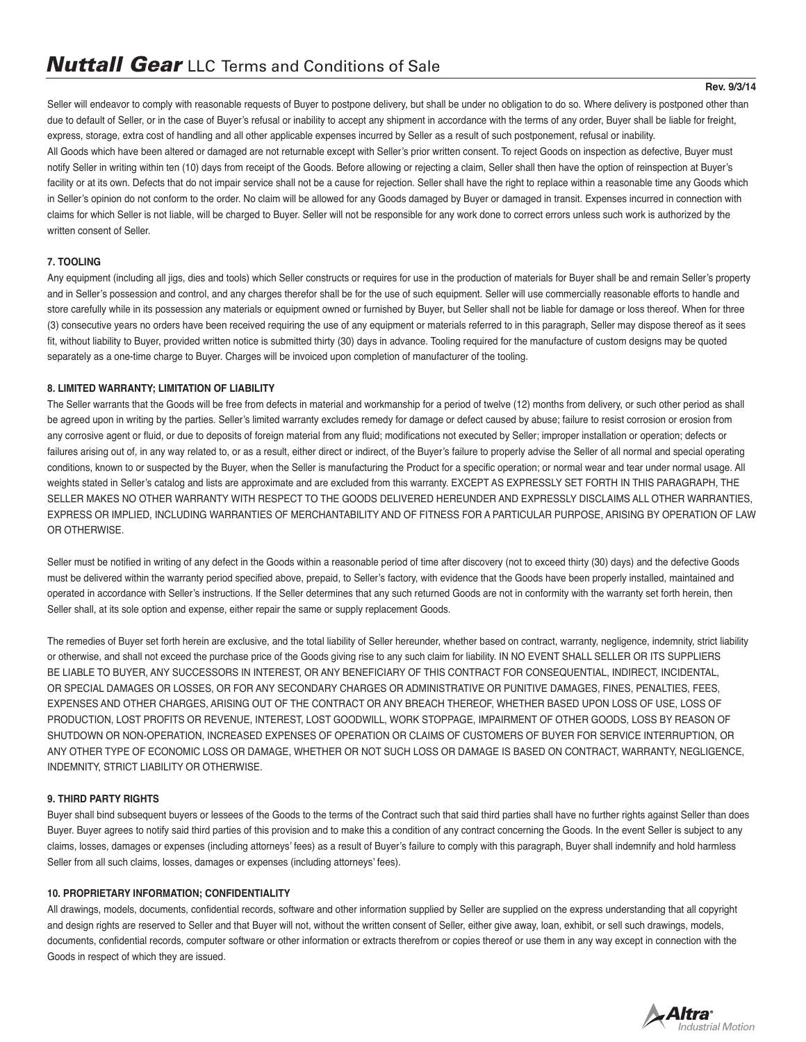Seller will endeavor to comply with reasonable requests of Buyer to postpone delivery, but shall be under no obligation to do so. Where delivery is postponed other than due to default of Seller, or in the case of Buyer's refusal or inability to accept any shipment in accordance with the terms of any order, Buyer shall be liable for freight, express, storage, extra cost of handling and all other applicable expenses incurred by Seller as a result of such postponement, refusal or inability.
All Goods which have been altered or damaged are not returnable except with Seller's prior written consent. To reject Goods on inspection as defective, Buyer must notify Seller in writing within ten (10) days from receipt of the Goods. Before allowing or rejecting a claim, Seller shall then have the option of reinspection at Buyer's facility or at its own. Defects that do not impair service shall not be a cause for rejection. Seller shall have the right to replace within a reasonable time any Goods which in Seller's opinion do not conform to the order. No claim will be allowed for any Goods damaged by Buyer or damaged in transit. Expenses incurred in connection with claims for which Seller is not liable, will be charged to Buyer. Seller will not be responsible for any work done to correct errors unless such work is authorized by the written consent of Seller.

#### 7. TOOLING

Any equipment (including all jigs, dies and tools) which Seller constructs or requires for use in the production of materials for Buyer shall be and remain Seller's property and in Seller's possession and control, and any charges therefor shall be for the use of such equipment. Seller will use commercially reasonable efforts to handle and store carefully while in its possession any materials or equipment owned or furnished by Buyer, but Seller shall not be liable for damage or loss thereof. When for three (3) consecutive years no orders have been received requiring the use of any equipment or materials referred to in this paragraph, Seller may dispose thereof as it sees fit, without liability to Buyer, provided written notice is submitted thirty (30) days in advance. Tooling required for the manufacture of custom designs may be quoted separately as a one-time charge to Buyer. Charges will be invoiced upon completion of manufacturer of the tooling.

#### 8. LIMITED WARRANTY; LIMITATION OF LIABILITY

The Seller warrants that the Goods will be free from defects in material and workmanship for a period of twelve (12) months from delivery, or such other period as shall be agreed upon in writing by the parties. Seller's limited warranty excludes remedy for damage or defect caused by abuse; failure to resist corrosion or erosion from any corrosive agent or fluid, or due to deposits of foreign material from any fluid; modifications not executed by Seller; improper installation or operation; defects or failures arising out of, in any way related to, or as a result, either direct or indirect, of the Buyer's failure to properly advise the Seller of all normal and special operating conditions, known to or suspected by the Buyer, when the Seller is manufacturing the Product for a specific operation; or normal wear and tear under normal usage. All weights stated in Seller's catalog and lists are approximate and are excluded from this warranty. EXCEPT AS EXPRESSLY SET FORTH IN THIS PARAGRAPH, THE SELLER MAKES NO OTHER WARRANTY WITH RESPECT TO THE GOODS DELIVERED HEREUNDER AND EXPRESSLY DISCLAIMS ALL OTHER WARRANTIES, EXPRESS OR IMPLIED, INCLUDING WARRANTIES OF MERCHANTABILITY AND OF FITNESS FOR A PARTICULAR PURPOSE, ARISING BY OPERATION OF LAW OR OTHERWISE.

Seller must be notified in writing of any defect in the Goods within a reasonable period of time after discovery (not to exceed thirty (30) days) and the defective Goods must be delivered within the warranty period specified above, prepaid, to Seller's factory, with evidence that the Goods have been properly installed, maintained and operated in accordance with Seller's instructions. If the Seller determines that any such returned Goods are not in conformity with the warranty set forth herein, then Seller shall, at its sole option and expense, either repair the same or supply replacement Goods.

The remedies of Buyer set forth herein are exclusive, and the total liability of Seller hereunder, whether based on contract, warranty, negligence, indemnity, strict liability or otherwise, and shall not exceed the purchase price of the Goods giving rise to any such claim for liability. IN NO EVENT SHALL SELLER OR ITS SUPPLIERS BE LIABLE TO BUYER, ANY SUCCESSORS IN INTEREST, OR ANY BENEFICIARY OF THIS CONTRACT FOR CONSEQUENTIAL, INDIRECT, INCIDENTAL, OR SPECIAL DAMAGES OR LOSSES, OR FOR ANY SECONDARY CHARGES OR ADMINISTRATIVE OR PUNITIVE DAMAGES, FINES, PENALTIES, FEES, EXPENSES AND OTHER CHARGES, ARISING OUT OF THE CONTRACT OR ANY BREACH THEREOF, WHETHER BASED UPON LOSS OF USE, LOSS OF PRODUCTION, LOST PROFITS OR REVENUE, INTEREST, LOST GOODWILL, WORK STOPPAGE, IMPAIRMENT OF OTHER GOODS, LOSS BY REASON OF SHUTDOWN OR NON-OPERATION, INCREASED EXPENSES OF OPERATION OR CLAIMS OF CUSTOMERS OF BUYER FOR SERVICE INTERRUPTION, OR ANY OTHER TYPE OF ECONOMIC LOSS OR DAMAGE, WHETHER OR NOT SUCH LOSS OR DAMAGE IS BASED ON CONTRACT, WARRANTY, NEGLIGENCE, INDEMNITY, STRICT LIABILITY OR OTHERWISE.

#### 9. THIRD PARTY RIGHTS

Buyer shall bind subsequent buyers or lessees of the Goods to the terms of the Contract such that said third parties shall have no further rights against Seller than does Buyer. Buyer agrees to notify said third parties of this provision and to make this a condition of any contract concerning the Goods. In the event Seller is subject to any claims, losses, damages or expenses (including attorneys' fees) as a result of Buyer's failure to comply with this paragraph, Buyer shall indemnify and hold harmless Seller from all such claims, losses, damages or expenses (including attorneys' fees).

#### 10. PROPRIETARY INFORMATION; CONFIDENTIALITY

All drawings, models, documents, confidential records, software and other information supplied by Seller are supplied on the express understanding that all copyright and design rights are reserved to Seller and that Buyer will not, without the written consent of Seller, either give away, loan, exhibit, or sell such drawings, models, documents, confidential records, computer software or other information or extracts therefrom or copies thereof or use them in any way except in connection with the Goods in respect of which they are issued.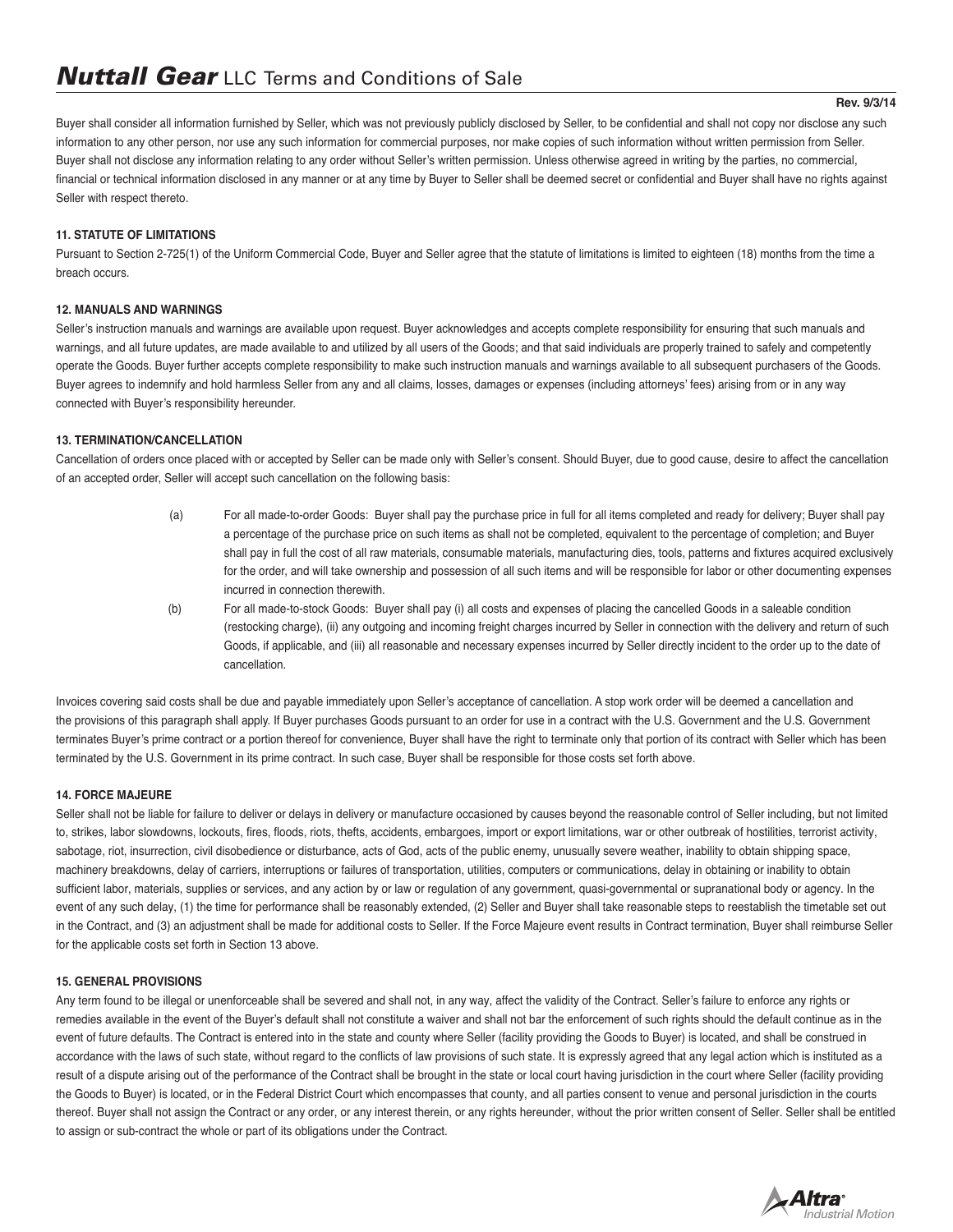Buyer shall consider all information furnished by Seller, which was not previously publicly disclosed by Seller, to be confidential and shall not copy nor disclose any such information to any other person, nor use any such information for commercial purposes, nor make copies of such information without written permission from Seller. Buyer shall not disclose any information relating to any order without Seller's written permission. Unless otherwise agreed in writing by the parties, no commercial, financial or technical information disclosed in any manner or at any time by Buyer to Seller shall be deemed secret or confidential and Buyer shall have no rights against Seller with respect thereto.

**11. STATUTE OF LIMITATIONS**

Pursuant to Section 2-725(1) of the Uniform Commercial Code, Buyer and Seller agree that the statute of limitations is limited to eighteen (18) months from the time a breach occurs.

**12. MANUALS AND WARNINGS**

Seller's instruction manuals and warnings are available upon request. Buyer acknowledges and accepts complete responsibility for ensuring that such manuals and warnings, and all future updates, are made available to and utilized by all users of the Goods; and that said individuals are properly trained to safely and competently operate the Goods. Buyer further accepts complete responsibility to make such instruction manuals and warnings available to all subsequent purchasers of the Goods. Buyer agrees to indemnify and hold harmless Seller from any and all claims, losses, damages or expenses (including attorneys' fees) arising from or in any way connected with Buyer's responsibility hereunder.

**13. TERMINATION/CANCELLATION**

Cancellation of orders once placed with or accepted by Seller can be made only with Seller's consent. Should Buyer, due to good cause, desire to affect the cancellation of an accepted order, Seller will accept such cancellation on the following basis:

(a) For all made-to-order Goods: Buyer shall pay the purchase price in full for all items completed and ready for delivery; Buyer shall pay a percentage of the purchase price on such items as shall not be completed, equivalent to the percentage of completion; and Buyer shall pay in full the cost of all raw materials, consumable materials, manufacturing dies, tools, patterns and fixtures acquired exclusively for the order, and will take ownership and possession of all such items and will be responsible for labor or other documenting expenses incurred in connection therewith.

(b) For all made-to-stock Goods: Buyer shall pay (i) all costs and expenses of placing the cancelled Goods in a saleable condition (restocking charge), (ii) any outgoing and incoming freight charges incurred by Seller in connection with the delivery and return of such Goods, if applicable, and (iii) all reasonable and necessary expenses incurred by Seller directly incident to the order up to the date of cancellation.

Invoices covering said costs shall be due and payable immediately upon Seller's acceptance of cancellation. A stop work order will be deemed a cancellation and the provisions of this paragraph shall apply. If Buyer purchases Goods pursuant to an order for use in a contract with the U.S. Government and the U.S. Government terminates Buyer's prime contract or a portion thereof for convenience, Buyer shall have the right to terminate only that portion of its contract with Seller which has been terminated by the U.S. Government in its prime contract. In such case, Buyer shall be responsible for those costs set forth above.

**14. FORCE MAJEURE**

Seller shall not be liable for failure to deliver or delays in delivery or manufacture occasioned by causes beyond the reasonable control of Seller including, but not limited to, strikes, labor slowdowns, lockouts, fires, floods, riots, thefts, accidents, embargoes, import or export limitations, war or other outbreak of hostilities, terrorist activity, sabotage, riot, insurrection, civil disobedience or disturbance, acts of God, acts of the public enemy, unusually severe weather, inability to obtain shipping space, machinery breakdowns, delay of carriers, interruptions or failures of transportation, utilities, computers or communications, delay in obtaining or inability to obtain sufficient labor, materials, supplies or services, and any action by or law or regulation of any government, quasi-governmental or supranational body or agency. In the event of any such delay, (1) the time for performance shall be reasonably extended, (2) Seller and Buyer shall take reasonable steps to reestablish the timetable set out in the Contract, and (3) an adjustment shall be made for additional costs to Seller. If the Force Majeure event results in Contract termination, Buyer shall reimburse Seller for the applicable costs set forth in Section 13 above.

**15. GENERAL PROVISIONS**

Any term found to be illegal or unenforceable shall be severed and shall not, in any way, affect the validity of the Contract. Seller's failure to enforce any rights or remedies available in the event of the Buyer's default shall not constitute a waiver and shall not bar the enforcement of such rights should the default continue as in the event of future defaults. The Contract is entered into in the state and county where Seller (facility providing the Goods to Buyer) is located, and shall be construed in accordance with the laws of such state, without regard to the conflicts of law provisions of such state. It is expressly agreed that any legal action which is instituted as a result of a dispute arising out of the performance of the Contract shall be brought in the state or local court having jurisdiction in the court where Seller (facility providing the Goods to Buyer) is located, or in the Federal District Court which encompasses that county, and all parties consent to venue and personal jurisdiction in the courts thereof. Buyer shall not assign the Contract or any order, or any interest therein, or any rights hereunder, without the prior written consent of Seller. Seller shall be entitled to assign or sub-contract the whole or part of its obligations under the Contract.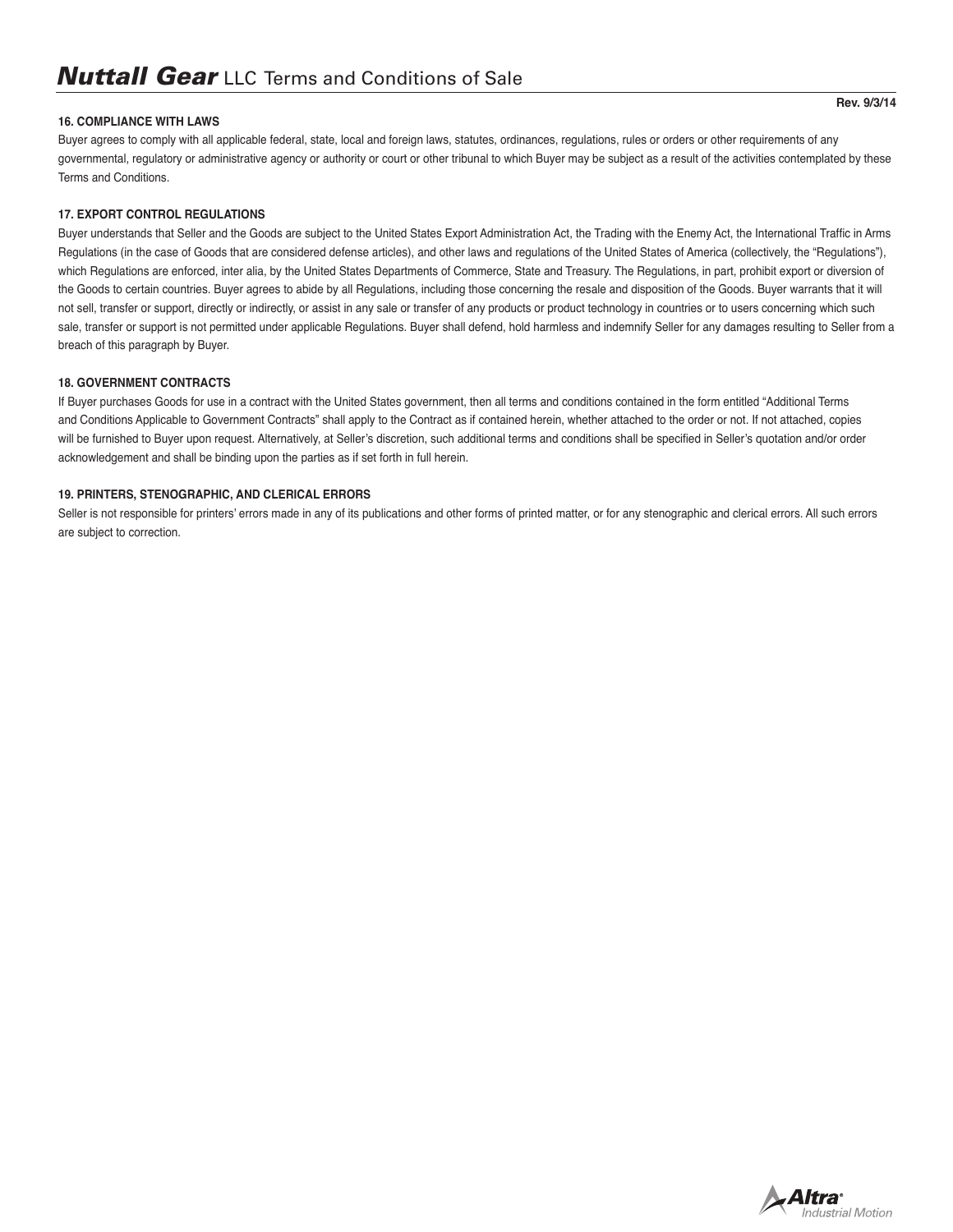### 16. COMPLIANCE WITH LAWS

Buyer agrees to comply with all applicable federal, state, local and foreign laws, statutes, ordinances, regulations, rules or orders or other requirements of any governmental, regulatory or administrative agency or authority or court or other tribunal to which Buyer may be subject as a result of the activities contemplated by these Terms and Conditions.

### 17. EXPORT CONTROL REGULATIONS

Buyer understands that Seller and the Goods are subject to the United States Export Administration Act, the Trading with the Enemy Act, the International Traffic in Arms Regulations (in the case of Goods that are considered defense articles), and other laws and regulations of the United States of America (collectively, the "Regulations"), which Regulations are enforced, inter alia, by the United States Departments of Commerce, State and Treasury. The Regulations, in part, prohibit export or diversion of the Goods to certain countries. Buyer agrees to abide by all Regulations, including those concerning the resale and disposition of the Goods. Buyer warrants that it will not sell, transfer or support, directly or indirectly, or assist in any sale or transfer of any products or product technology in countries or to users concerning which such sale, transfer or support is not permitted under applicable Regulations. Buyer shall defend, hold harmless and indemnify Seller for any damages resulting to Seller from a breach of this paragraph by Buyer.

### 18. GOVERNMENT CONTRACTS

If Buyer purchases Goods for use in a contract with the United States government, then all terms and conditions contained in the form entitled "Additional Terms and Conditions Applicable to Government Contracts" shall apply to the Contract as if contained herein, whether attached to the order or not. If not attached, copies will be furnished to Buyer upon request. Alternatively, at Seller's discretion, such additional terms and conditions shall be specified in Seller's quotation and/or order acknowledgement and shall be binding upon the parties as if set forth in full herein.

### 19. PRINTERS, STENOGRAPHIC, AND CLERICAL ERRORS

Seller is not responsible for printers' errors made in any of its publications and other forms of printed matter, or for any stenographic and clerical errors. All such errors are subject to correction.